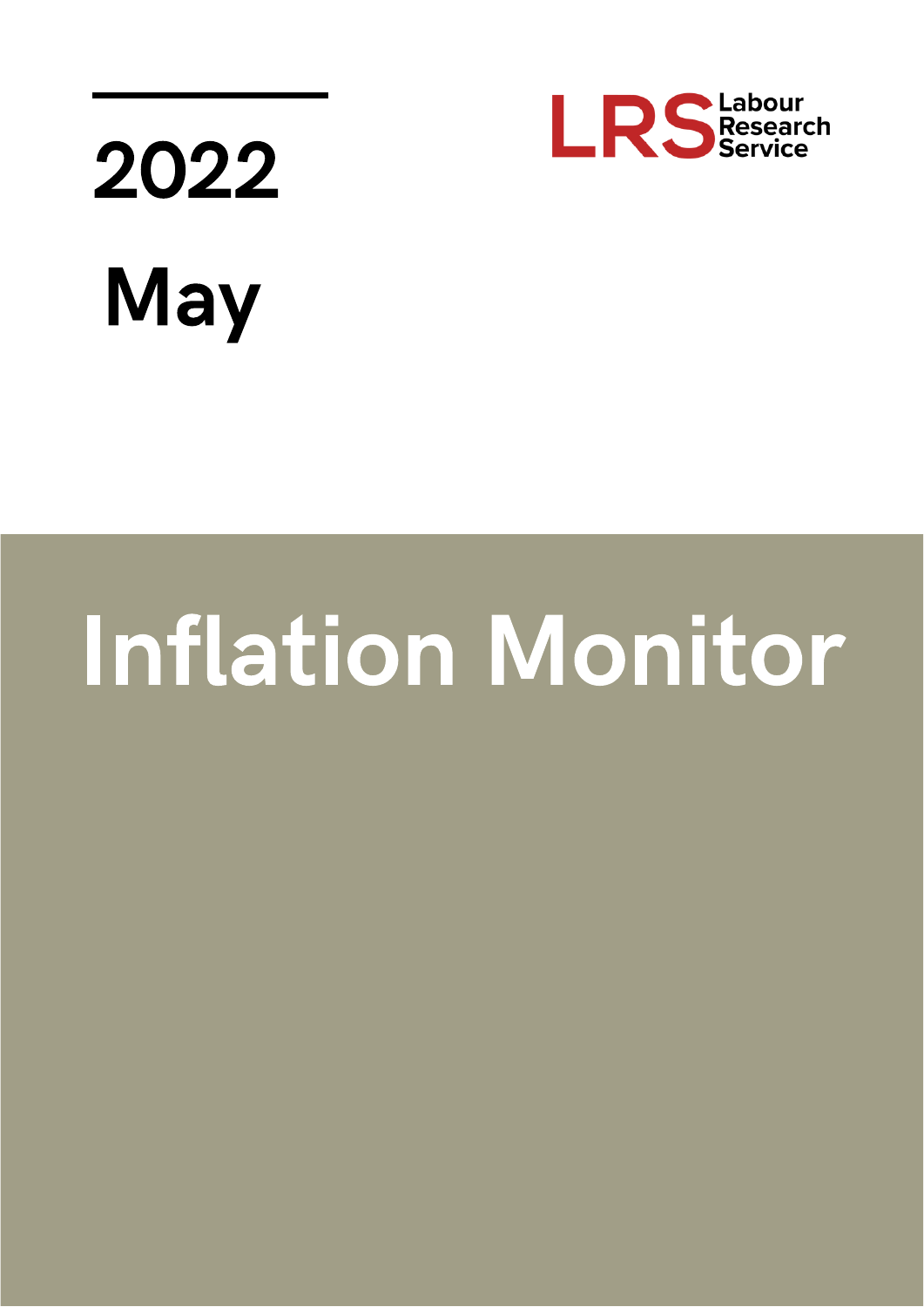2022

May

Labour Research Service

# Inflation Monitor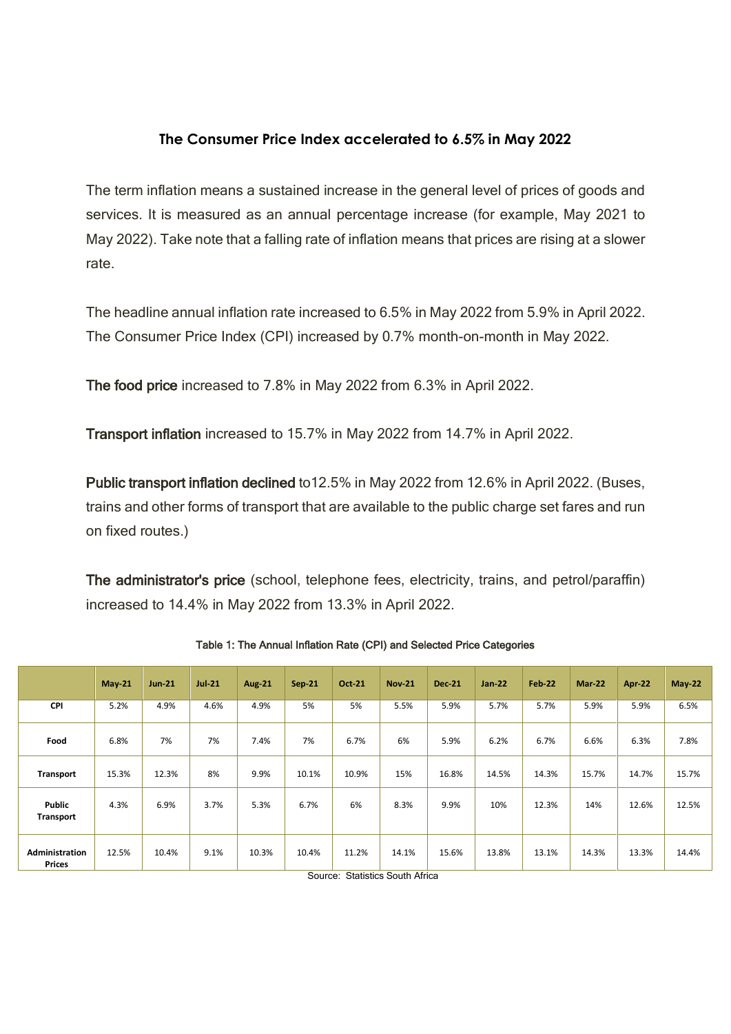## The Consumer Price Index accelerated to 6.5% in May 2022

The term inflation means a sustained increase in the general level of prices of goods and services. It is measured as an annual percentage increase (for example, May 2021 to May 2022). Take note that a falling rate of inflation means that prices are rising at a slower rate.

The headline annual inflation rate increased to 6.5% in May 2022 from 5.9% in April 2022. The Consumer Price Index (CPI) increased by 0.7% month-on-month in May 2022.

**The food price** increased to 7.8% in May 2022 from 6.3% in April 2022.

**Transport inflation** increased to 15.7% in May 2022 from 14.7% in April 2022.

**Public transport inflation declined** to12.5% in May 2022 from 12.6% in April 2022. (Buses, trains and other forms of transport that are available to the public charge set fares and run on fixed routes.)

**The administrator's price** (school, telephone fees, electricity, trains, and petrol/paraffin) increased to 14.4% in May 2022 from 13.3% in April 2022.

Table 1: The Annual Inflation Rate (CPI) and Selected Price Categories

| | May-21 | Jun-21 | Jul-21 | Aug-21 | Sep-21 | Oct-21 | Nov-21 | Dec-21 | Jan-22 | Feb-22 | Mar-22 | Apr-22 | May-22 |
|---|---|---|---|---|---|---|---|---|---|---|---|---|---|
| **CPI** | 5.2% | 4.9% | 4.6% | 4.9% | 5% | 5% | 5.5% | 5.9% | 5.7% | 5.7% | 5.9% | 5.9% | 6.5% |
| **Food** | 6.8% | 7% | 7% | 7.4% | 7% | 6.7% | 6% | 5.9% | 6.2% | 6.7% | 6.6% | 6.3% | 7.8% |
| **Transport** | 15.3% | 12.3% | 8% | 9.9% | 10.1% | 10.9% | 15% | 16.8% | 14.5% | 14.3% | 15.7% | 14.7% | 15.7% |
| **Public Transport** | 4.3% | 6.9% | 3.7% | 5.3% | 6.7% | 6% | 8.3% | 9.9% | 10% | 12.3% | 14% | 12.6% | 12.5% |
| **Administration Prices** | 12.5% | 10.4% | 9.1% | 10.3% | 10.4% | 11.2% | 14.1% | 15.6% | 13.8% | 13.1% | 14.3% | 13.3% | 14.4% |

Source: Statistics South Africa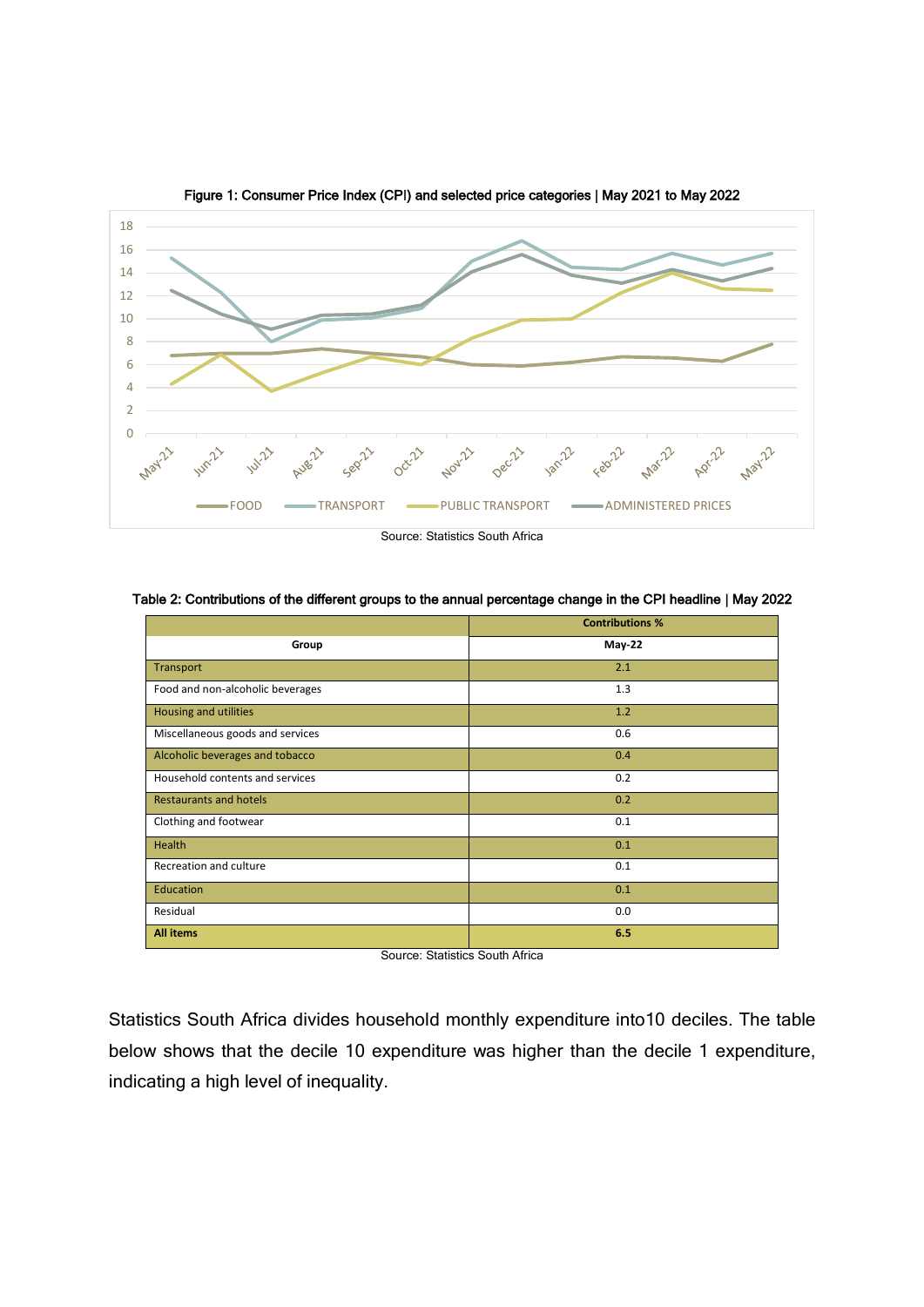**Figure 1: Consumer Price Index (CPI) and selected price categories | May 2021 to May 2022**

Source: Statistics South Africa

**Table 2: Contributions of the different groups to the annual percentage change in the CPI headline | May 2022**

| Group | Contributions % May-22 |
|---|---|
| Transport | 2.1 |
| Food and non-alcoholic beverages | 1.3 |
| Housing and utilities | 1.2 |
| Miscellaneous goods and services | 0.6 |
| Alcoholic beverages and tobacco | 0.4 |
| Household contents and services | 0.2 |
| Restaurants and hotels | 0.2 |
| Clothing and footwear | 0.1 |
| Health | 0.1 |
| Recreation and culture | 0.1 |
| Education | 0.1 |
| Residual | 0.0 |
| **All items** | **6.5** |

Source: Statistics South Africa

Statistics South Africa divides household monthly expenditure into10 deciles. The table below shows that the decile 10 expenditure was higher than the decile 1 expenditure, indicating a high level of inequality.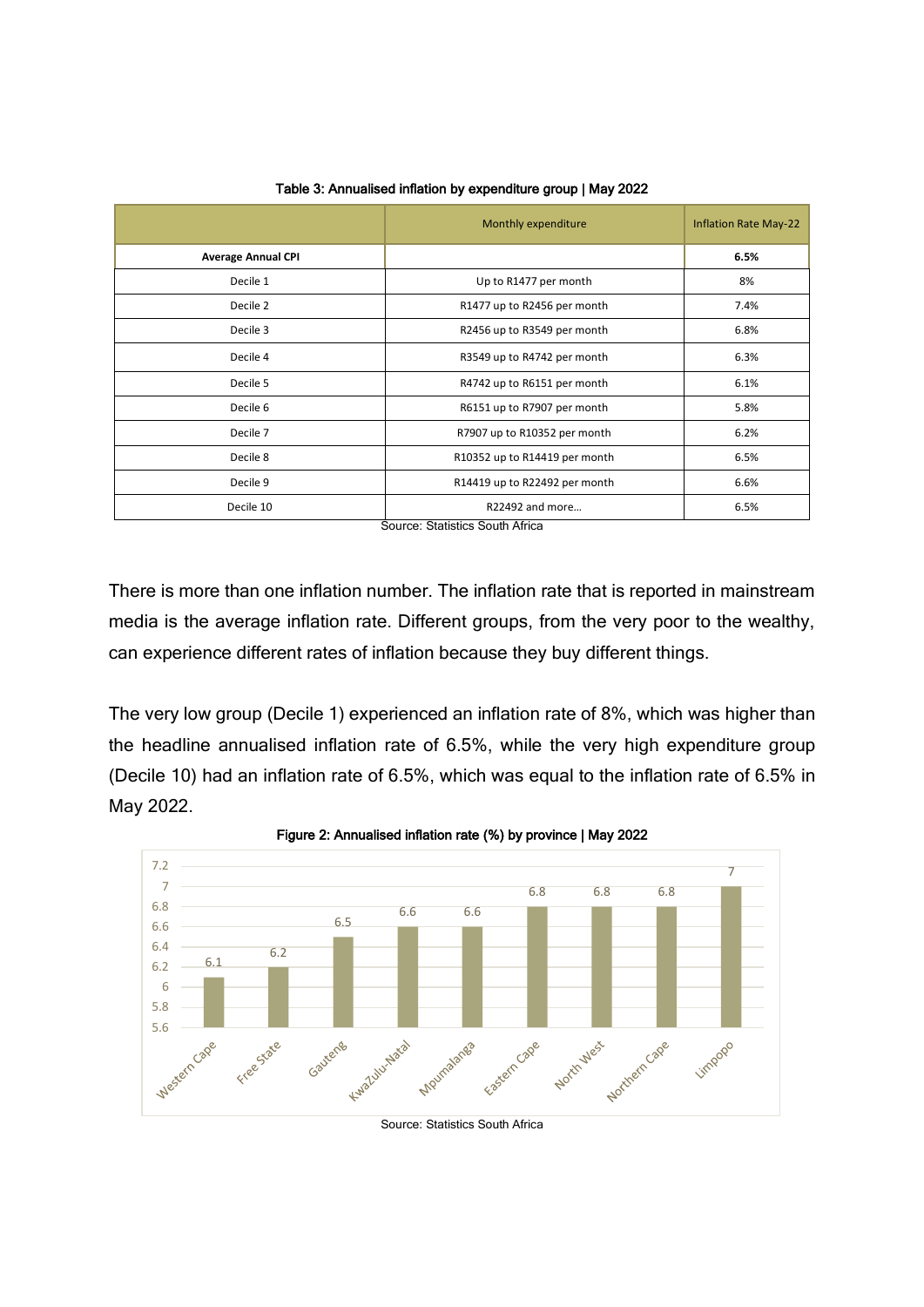Table 3: Annualised inflation by expenditure group | May 2022

| | Monthly expenditure | Inflation Rate May-22 |
|---|---|---|
| **Average Annual CPI** | | **6.5%** |
| Decile 1 | Up to R1477 per month | 8% |
| Decile 2 | R1477 up to R2456 per month | 7.4% |
| Decile 3 | R2456 up to R3549 per month | 6.8% |
| Decile 4 | R3549 up to R4742 per month | 6.3% |
| Decile 5 | R4742 up to R6151 per month | 6.1% |
| Decile 6 | R6151 up to R7907 per month | 5.8% |
| Decile 7 | R7907 up to R10352 per month | 6.2% |
| Decile 8 | R10352 up to R14419 per month | 6.5% |
| Decile 9 | R14419 up to R22492 per month | 6.6% |
| Decile 10 | R22492 and more… | 6.5% |

Source: Statistics South Africa

There is more than one inflation number. The inflation rate that is reported in mainstream media is the average inflation rate. Different groups, from the very poor to the wealthy, can experience different rates of inflation because they buy different things.

The very low group (Decile 1) experienced an inflation rate of 8%, which was higher than the headline annualised inflation rate of 6.5%, while the very high expenditure group (Decile 10) had an inflation rate of 6.5%, which was equal to the inflation rate of 6.5% in May 2022.

Figure 2: Annualised inflation rate (%) by province | May 2022

Source: Statistics South Africa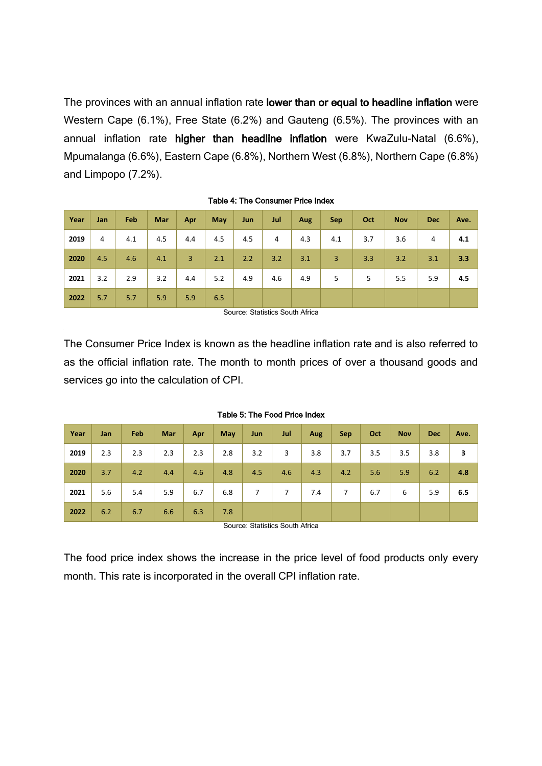The provinces with an annual inflation rate **lower than or equal to headline inflation** were Western Cape (6.1%), Free State (6.2%) and Gauteng (6.5%). The provinces with an annual inflation rate **higher than headline inflation** were KwaZulu-Natal (6.6%), Mpumalanga (6.6%), Eastern Cape (6.8%), Northern West (6.8%), Northern Cape (6.8%) and Limpopo (7.2%).

**Table 4: The Consumer Price Index**

| Year | Jan | Feb | Mar | Apr | May | Jun | Jul | Aug | Sep | Oct | Nov | Dec | Ave. |
|---|---|---|---|---|---|---|---|---|---|---|---|---|---|
| **2019** | 4 | 4.1 | 4.5 | 4.4 | 4.5 | 4.5 | 4 | 4.3 | 4.1 | 3.7 | 3.6 | 4 | **4.1** |
| **2020** | 4.5 | 4.6 | 4.1 | 3 | 2.1 | 2.2 | 3.2 | 3.1 | 3 | 3.3 | 3.2 | 3.1 | **3.3** |
| **2021** | 3.2 | 2.9 | 3.2 | 4.4 | 5.2 | 4.9 | 4.6 | 4.9 | 5 | 5 | 5.5 | 5.9 | **4.5** |
| **2022** | 5.7 | 5.7 | 5.9 | 5.9 | 6.5 | | | | | | | | |

Source: Statistics South Africa

The Consumer Price Index is known as the headline inflation rate and is also referred to as the official inflation rate. The month to month prices of over a thousand goods and services go into the calculation of CPI.

**Table 5: The Food Price Index**

| Year | Jan | Feb | Mar | Apr | May | Jun | Jul | Aug | Sep | Oct | Nov | Dec | Ave. |
|---|---|---|---|---|---|---|---|---|---|---|---|---|---|
| **2019** | 2.3 | 2.3 | 2.3 | 2.3 | 2.8 | 3.2 | 3 | 3.8 | 3.7 | 3.5 | 3.5 | 3.8 | **3** |
| **2020** | 3.7 | 4.2 | 4.4 | 4.6 | 4.8 | 4.5 | 4.6 | 4.3 | 4.2 | 5.6 | 5.9 | 6.2 | **4.8** |
| **2021** | 5.6 | 5.4 | 5.9 | 6.7 | 6.8 | 7 | 7 | 7.4 | 7 | 6.7 | 6 | 5.9 | **6.5** |
| **2022** | 6.2 | 6.7 | 6.6 | 6.3 | 7.8 | | | | | | | | |

Source: Statistics South Africa

The food price index shows the increase in the price level of food products only every month. This rate is incorporated in the overall CPI inflation rate.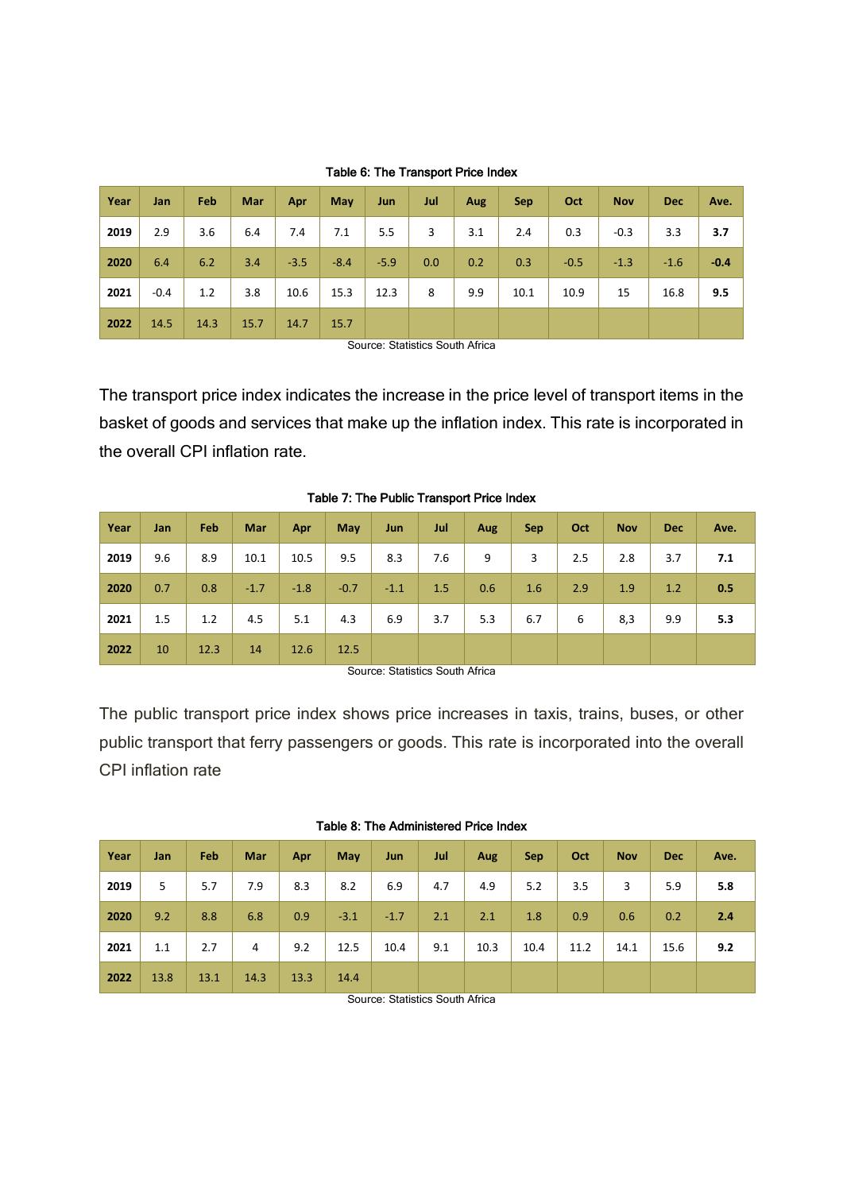Table 6: The Transport Price Index

| Year | Jan | Feb | Mar | Apr | May | Jun | Jul | Aug | Sep | Oct | Nov | Dec | Ave. |
|---|---|---|---|---|---|---|---|---|---|---|---|---|---|
| **2019** | 2.9 | 3.6 | 6.4 | 7.4 | 7.1 | 5.5 | 3 | 3.1 | 2.4 | 0.3 | -0.3 | 3.3 | **3.7** |
| **2020** | 6.4 | 6.2 | 3.4 | -3.5 | -8.4 | -5.9 | 0.0 | 0.2 | 0.3 | -0.5 | -1.3 | -1.6 | **-0.4** |
| **2021** | -0.4 | 1.2 | 3.8 | 10.6 | 15.3 | 12.3 | 8 | 9.9 | 10.1 | 10.9 | 15 | 16.8 | **9.5** |
| **2022** | 14.5 | 14.3 | 15.7 | 14.7 | 15.7 | | | | | | | | |

Source: Statistics South Africa

The transport price index indicates the increase in the price level of transport items in the basket of goods and services that make up the inflation index. This rate is incorporated in the overall CPI inflation rate.

Table 7: The Public Transport Price Index

| Year | Jan | Feb | Mar | Apr | May | Jun | Jul | Aug | Sep | Oct | Nov | Dec | Ave. |
|---|---|---|---|---|---|---|---|---|---|---|---|---|---|
| **2019** | 9.6 | 8.9 | 10.1 | 10.5 | 9.5 | 8.3 | 7.6 | 9 | 3 | 2.5 | 2.8 | 3.7 | **7.1** |
| **2020** | 0.7 | 0.8 | -1.7 | -1.8 | -0.7 | -1.1 | 1.5 | 0.6 | 1.6 | 2.9 | 1.9 | 1.2 | **0.5** |
| **2021** | 1.5 | 1.2 | 4.5 | 5.1 | 4.3 | 6.9 | 3.7 | 5.3 | 6.7 | 6 | 8,3 | 9.9 | **5.3** |
| **2022** | 10 | 12.3 | 14 | 12.6 | 12.5 | | | | | | | | |

Source: Statistics South Africa

The public transport price index shows price increases in taxis, trains, buses, or other public transport that ferry passengers or goods. This rate is incorporated into the overall CPI inflation rate

Table 8: The Administered Price Index

| Year | Jan | Feb | Mar | Apr | May | Jun | Jul | Aug | Sep | Oct | Nov | Dec | Ave. |
|---|---|---|---|---|---|---|---|---|---|---|---|---|---|
| **2019** | 5 | 5.7 | 7.9 | 8.3 | 8.2 | 6.9 | 4.7 | 4.9 | 5.2 | 3.5 | 3 | 5.9 | **5.8** |
| **2020** | 9.2 | 8.8 | 6.8 | 0.9 | -3.1 | -1.7 | 2.1 | 2.1 | 1.8 | 0.9 | 0.6 | 0.2 | **2.4** |
| **2021** | 1.1 | 2.7 | 4 | 9.2 | 12.5 | 10.4 | 9.1 | 10.3 | 10.4 | 11.2 | 14.1 | 15.6 | **9.2** |
| **2022** | 13.8 | 13.1 | 14.3 | 13.3 | 14.4 | | | | | | | | |

Source: Statistics South Africa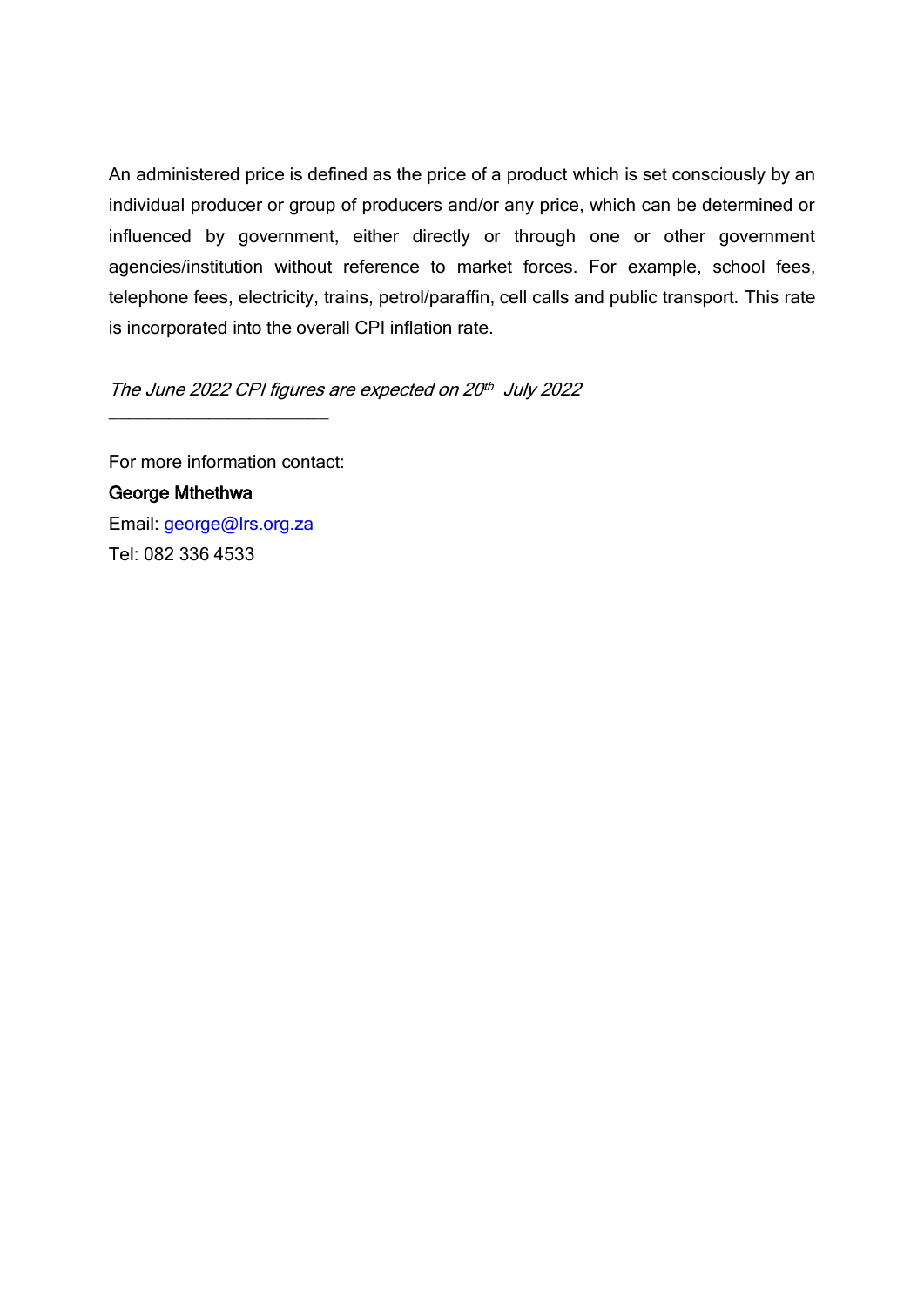An administered price is defined as the price of a product which is set consciously by an individual producer or group of producers and/or any price, which can be determined or influenced by government, either directly or through one or other government agencies/institution without reference to market forces. For example, school fees, telephone fees, electricity, trains, petrol/paraffin, cell calls and public transport. This rate is incorporated into the overall CPI inflation rate.

*The June 2022 CPI figures are expected on 20th July 2022*

---

For more information contact:

**George Mthethwa**

Email: george@lrs.org.za

Tel: 082 336 4533